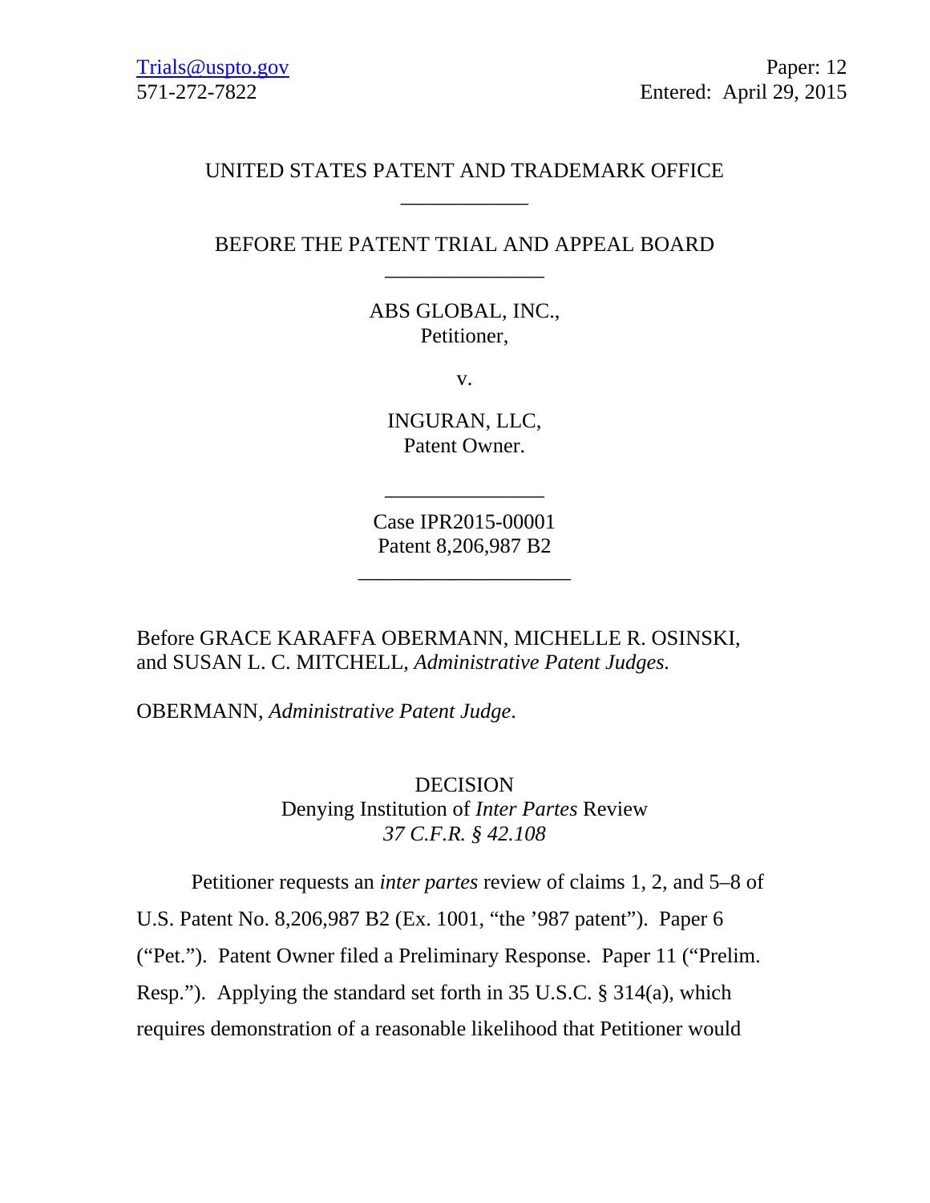Trials@uspto.gov  
571-272-7822

Paper: 12  
Entered: April 29, 2015

UNITED STATES PATENT AND TRADEMARK OFFICE

---

BEFORE THE PATENT TRIAL AND APPEAL BOARD

---

ABS GLOBAL, INC.,  
Petitioner,

v.

INGURAN, LLC,  
Patent Owner.

---

Case IPR2015-00001  
Patent 8,206,987 B2

---

Before GRACE KARAFFA OBERMANN, MICHELLE R. OSINSKI, and SUSAN L. C. MITCHELL, *Administrative Patent Judges.*

OBERMANN, *Administrative Patent Judge*.

DECISION  
Denying Institution of *Inter Partes* Review  
*37 C.F.R. § 42.108*

Petitioner requests an *inter partes* review of claims 1, 2, and 5–8 of U.S. Patent No. 8,206,987 B2 (Ex. 1001, "the '987 patent"). Paper 6 ("Pet."). Patent Owner filed a Preliminary Response. Paper 11 ("Prelim. Resp."). Applying the standard set forth in 35 U.S.C. § 314(a), which requires demonstration of a reasonable likelihood that Petitioner would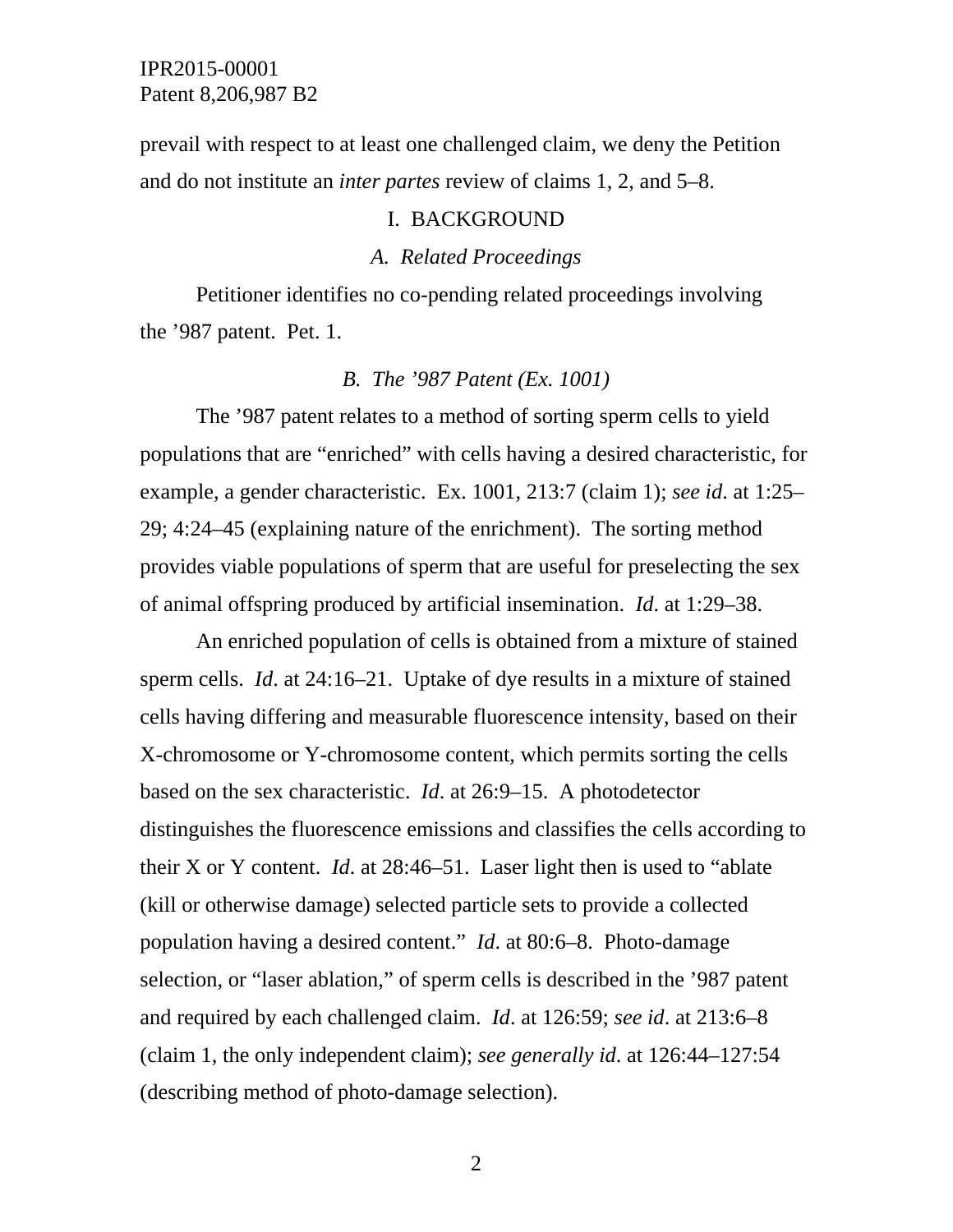prevail with respect to at least one challenged claim, we deny the Petition and do not institute an *inter partes* review of claims 1, 2, and 5–8.

# I. BACKGROUND

## *A. Related Proceedings*

Petitioner identifies no co-pending related proceedings involving the ’987 patent. Pet. 1.

## *B. The ’987 Patent (Ex. 1001)*

The ’987 patent relates to a method of sorting sperm cells to yield populations that are “enriched” with cells having a desired characteristic, for example, a gender characteristic. Ex. 1001, 213:7 (claim 1); *see id*. at 1:25–29; 4:24–45 (explaining nature of the enrichment). The sorting method provides viable populations of sperm that are useful for preselecting the sex of animal offspring produced by artificial insemination. *Id*. at 1:29–38.

An enriched population of cells is obtained from a mixture of stained sperm cells. *Id*. at 24:16–21. Uptake of dye results in a mixture of stained cells having differing and measurable fluorescence intensity, based on their X-chromosome or Y-chromosome content, which permits sorting the cells based on the sex characteristic. *Id*. at 26:9–15. A photodetector distinguishes the fluorescence emissions and classifies the cells according to their X or Y content. *Id*. at 28:46–51. Laser light then is used to “ablate (kill or otherwise damage) selected particle sets to provide a collected population having a desired content.” *Id*. at 80:6–8. Photo-damage selection, or “laser ablation,” of sperm cells is described in the ’987 patent and required by each challenged claim. *Id*. at 126:59; *see id*. at 213:6–8 (claim 1, the only independent claim); *see generally id*. at 126:44–127:54 (describing method of photo-damage selection).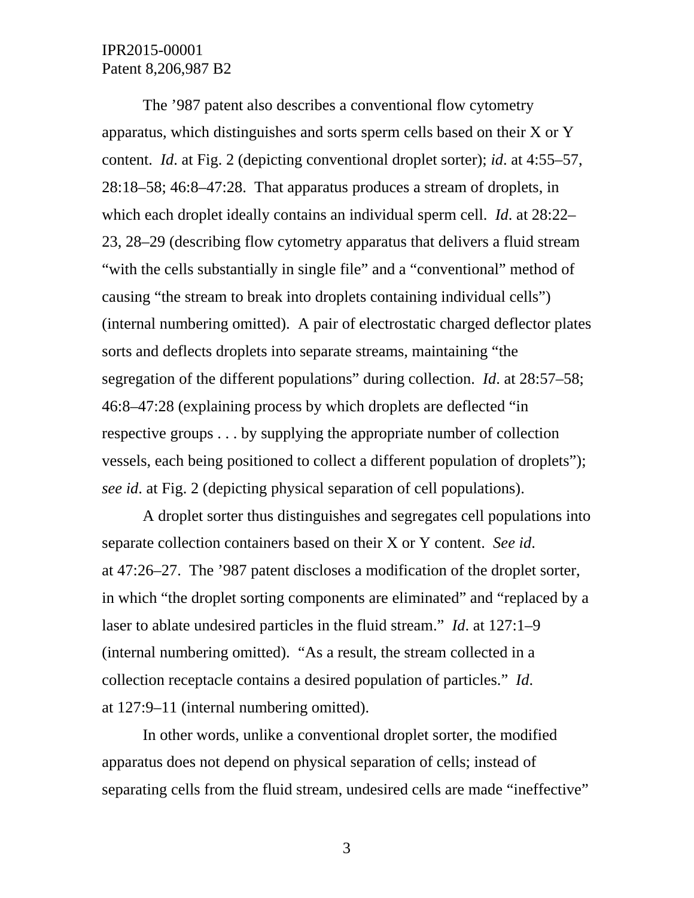The ’987 patent also describes a conventional flow cytometry apparatus, which distinguishes and sorts sperm cells based on their X or Y content. *Id*. at Fig. 2 (depicting conventional droplet sorter); *id*. at 4:55–57, 28:18–58; 46:8–47:28. That apparatus produces a stream of droplets, in which each droplet ideally contains an individual sperm cell. *Id*. at 28:22–23, 28–29 (describing flow cytometry apparatus that delivers a fluid stream “with the cells substantially in single file” and a “conventional” method of causing “the stream to break into droplets containing individual cells”) (internal numbering omitted). A pair of electrostatic charged deflector plates sorts and deflects droplets into separate streams, maintaining “the segregation of the different populations” during collection. *Id*. at 28:57–58; 46:8–47:28 (explaining process by which droplets are deflected “in respective groups . . . by supplying the appropriate number of collection vessels, each being positioned to collect a different population of droplets”); *see id*. at Fig. 2 (depicting physical separation of cell populations).

A droplet sorter thus distinguishes and segregates cell populations into separate collection containers based on their X or Y content. *See id*. at 47:26–27. The ’987 patent discloses a modification of the droplet sorter, in which “the droplet sorting components are eliminated” and “replaced by a laser to ablate undesired particles in the fluid stream.” *Id*. at 127:1–9 (internal numbering omitted). “As a result, the stream collected in a collection receptacle contains a desired population of particles.” *Id*. at 127:9–11 (internal numbering omitted).

In other words, unlike a conventional droplet sorter, the modified apparatus does not depend on physical separation of cells; instead of separating cells from the fluid stream, undesired cells are made “ineffective”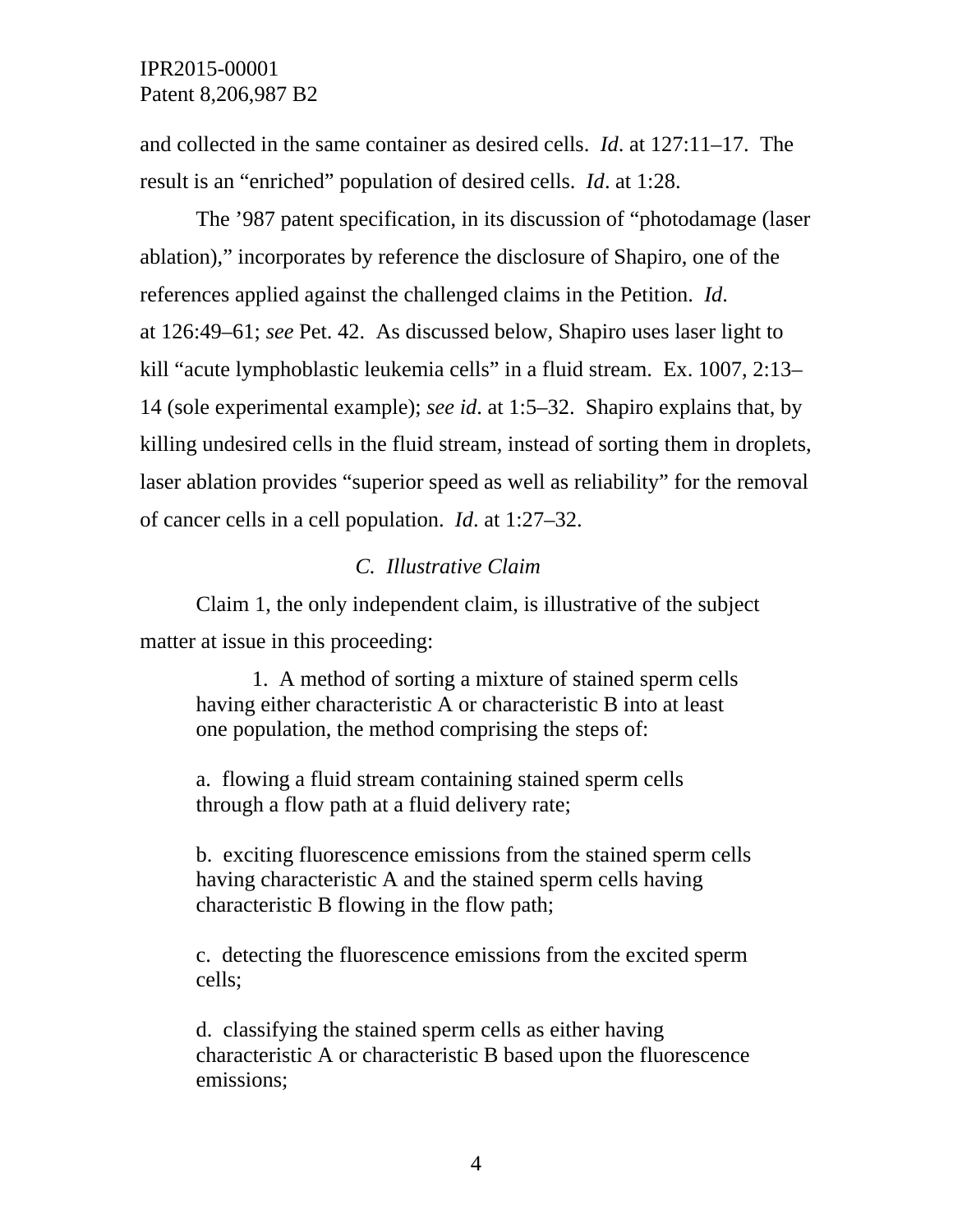and collected in the same container as desired cells. *Id*. at 127:11–17. The result is an "enriched" population of desired cells. *Id*. at 1:28.

The '987 patent specification, in its discussion of "photodamage (laser ablation)," incorporates by reference the disclosure of Shapiro, one of the references applied against the challenged claims in the Petition. *Id*. at 126:49–61; *see* Pet. 42. As discussed below, Shapiro uses laser light to kill "acute lymphoblastic leukemia cells" in a fluid stream. Ex. 1007, 2:13–14 (sole experimental example); *see id*. at 1:5–32. Shapiro explains that, by killing undesired cells in the fluid stream, instead of sorting them in droplets, laser ablation provides "superior speed as well as reliability" for the removal of cancer cells in a cell population. *Id*. at 1:27–32.

### *C. Illustrative Claim*

Claim 1, the only independent claim, is illustrative of the subject matter at issue in this proceeding:

> 1. A method of sorting a mixture of stained sperm cells having either characteristic A or characteristic B into at least one population, the method comprising the steps of:
>
> a. flowing a fluid stream containing stained sperm cells through a flow path at a fluid delivery rate;
>
> b. exciting fluorescence emissions from the stained sperm cells having characteristic A and the stained sperm cells having characteristic B flowing in the flow path;
>
> c. detecting the fluorescence emissions from the excited sperm cells;
>
> d. classifying the stained sperm cells as either having characteristic A or characteristic B based upon the fluorescence emissions;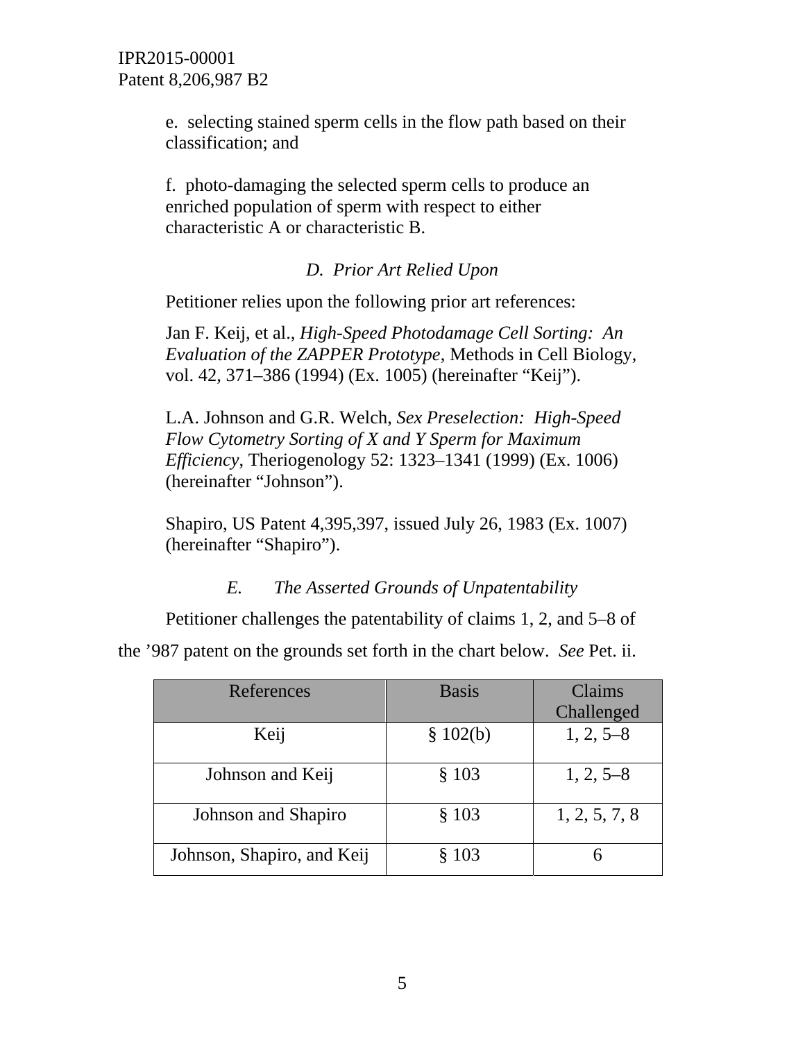e. selecting stained sperm cells in the flow path based on their classification; and

f. photo-damaging the selected sperm cells to produce an enriched population of sperm with respect to either characteristic A or characteristic B.

### *D. Prior Art Relied Upon*

Petitioner relies upon the following prior art references:

Jan F. Keij, et al., *High-Speed Photodamage Cell Sorting: An Evaluation of the ZAPPER Prototype*, Methods in Cell Biology, vol. 42, 371–386 (1994) (Ex. 1005) (hereinafter "Keij").

L.A. Johnson and G.R. Welch, *Sex Preselection: High-Speed Flow Cytometry Sorting of X and Y Sperm for Maximum Efficiency*, Theriogenology 52: 1323–1341 (1999) (Ex. 1006) (hereinafter "Johnson").

Shapiro, US Patent 4,395,397, issued July 26, 1983 (Ex. 1007) (hereinafter "Shapiro").

### *E. The Asserted Grounds of Unpatentability*

Petitioner challenges the patentability of claims 1, 2, and 5–8 of the '987 patent on the grounds set forth in the chart below. *See* Pet. ii.

| References | Basis | Claims Challenged |
|---|---|---|
| Keij | § 102(b) | 1, 2, 5–8 |
| Johnson and Keij | § 103 | 1, 2, 5–8 |
| Johnson and Shapiro | § 103 | 1, 2, 5, 7, 8 |
| Johnson, Shapiro, and Keij | § 103 | 6 |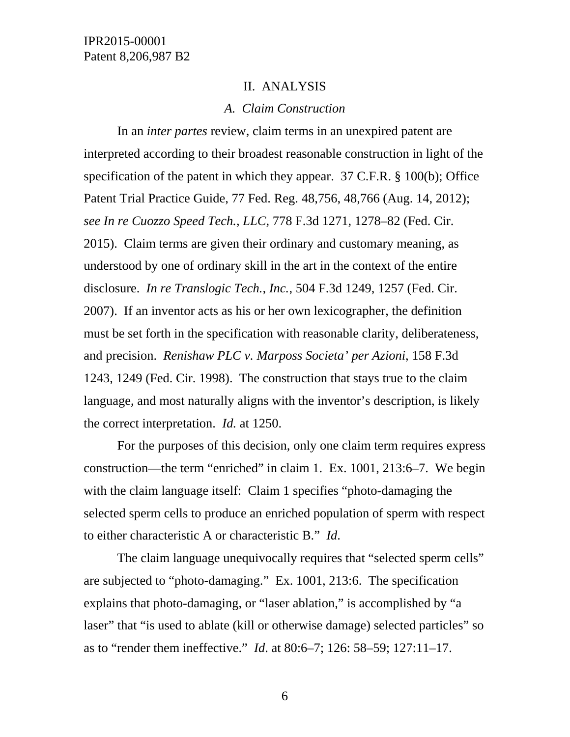## II. ANALYSIS

### *A. Claim Construction*

In an *inter partes* review, claim terms in an unexpired patent are interpreted according to their broadest reasonable construction in light of the specification of the patent in which they appear. 37 C.F.R. § 100(b); Office Patent Trial Practice Guide, 77 Fed. Reg. 48,756, 48,766 (Aug. 14, 2012); *see In re Cuozzo Speed Tech., LLC*, 778 F.3d 1271, 1278–82 (Fed. Cir. 2015). Claim terms are given their ordinary and customary meaning, as understood by one of ordinary skill in the art in the context of the entire disclosure. *In re Translogic Tech., Inc.*, 504 F.3d 1249, 1257 (Fed. Cir. 2007). If an inventor acts as his or her own lexicographer, the definition must be set forth in the specification with reasonable clarity, deliberateness, and precision. *Renishaw PLC v. Marposs Societa' per Azioni*, 158 F.3d 1243, 1249 (Fed. Cir. 1998). The construction that stays true to the claim language, and most naturally aligns with the inventor's description, is likely the correct interpretation. *Id.* at 1250.

For the purposes of this decision, only one claim term requires express construction—the term "enriched" in claim 1. Ex. 1001, 213:6–7. We begin with the claim language itself: Claim 1 specifies "photo-damaging the selected sperm cells to produce an enriched population of sperm with respect to either characteristic A or characteristic B." *Id*.

The claim language unequivocally requires that "selected sperm cells" are subjected to "photo-damaging." Ex. 1001, 213:6. The specification explains that photo-damaging, or "laser ablation," is accomplished by "a laser" that "is used to ablate (kill or otherwise damage) selected particles" so as to "render them ineffective." *Id*. at 80:6–7; 126: 58–59; 127:11–17.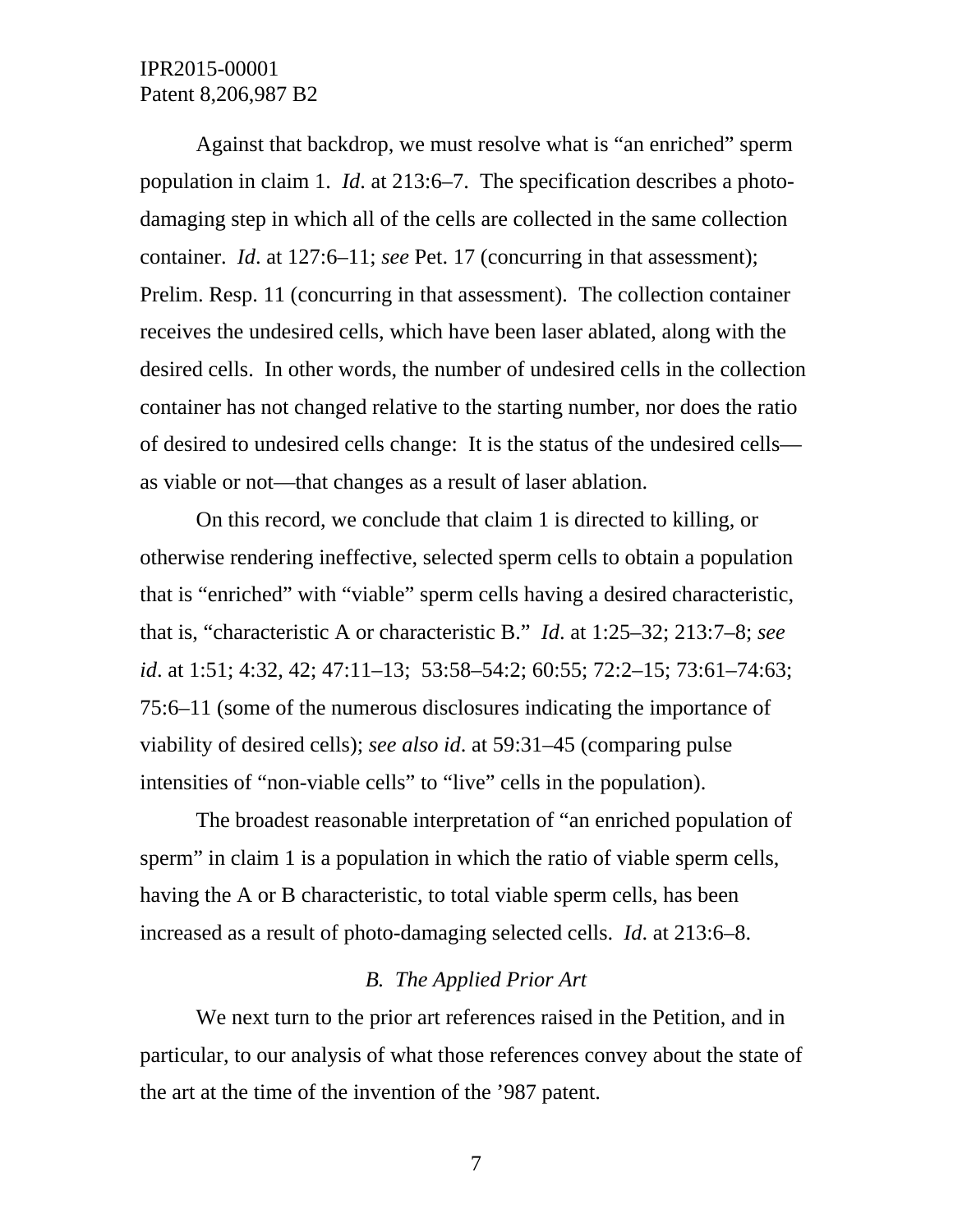Against that backdrop, we must resolve what is "an enriched" sperm population in claim 1. *Id*. at 213:6–7. The specification describes a photo-damaging step in which all of the cells are collected in the same collection container. *Id*. at 127:6–11; *see* Pet. 17 (concurring in that assessment); Prelim. Resp. 11 (concurring in that assessment). The collection container receives the undesired cells, which have been laser ablated, along with the desired cells. In other words, the number of undesired cells in the collection container has not changed relative to the starting number, nor does the ratio of desired to undesired cells change: It is the status of the undesired cells—as viable or not—that changes as a result of laser ablation.

On this record, we conclude that claim 1 is directed to killing, or otherwise rendering ineffective, selected sperm cells to obtain a population that is "enriched" with "viable" sperm cells having a desired characteristic, that is, "characteristic A or characteristic B." *Id*. at 1:25–32; 213:7–8; *see id*. at 1:51; 4:32, 42; 47:11–13; 53:58–54:2; 60:55; 72:2–15; 73:61–74:63; 75:6–11 (some of the numerous disclosures indicating the importance of viability of desired cells); *see also id*. at 59:31–45 (comparing pulse intensities of "non-viable cells" to "live" cells in the population).

The broadest reasonable interpretation of "an enriched population of sperm" in claim 1 is a population in which the ratio of viable sperm cells, having the A or B characteristic, to total viable sperm cells, has been increased as a result of photo-damaging selected cells. *Id*. at 213:6–8.

### *B. The Applied Prior Art*

We next turn to the prior art references raised in the Petition, and in particular, to our analysis of what those references convey about the state of the art at the time of the invention of the '987 patent.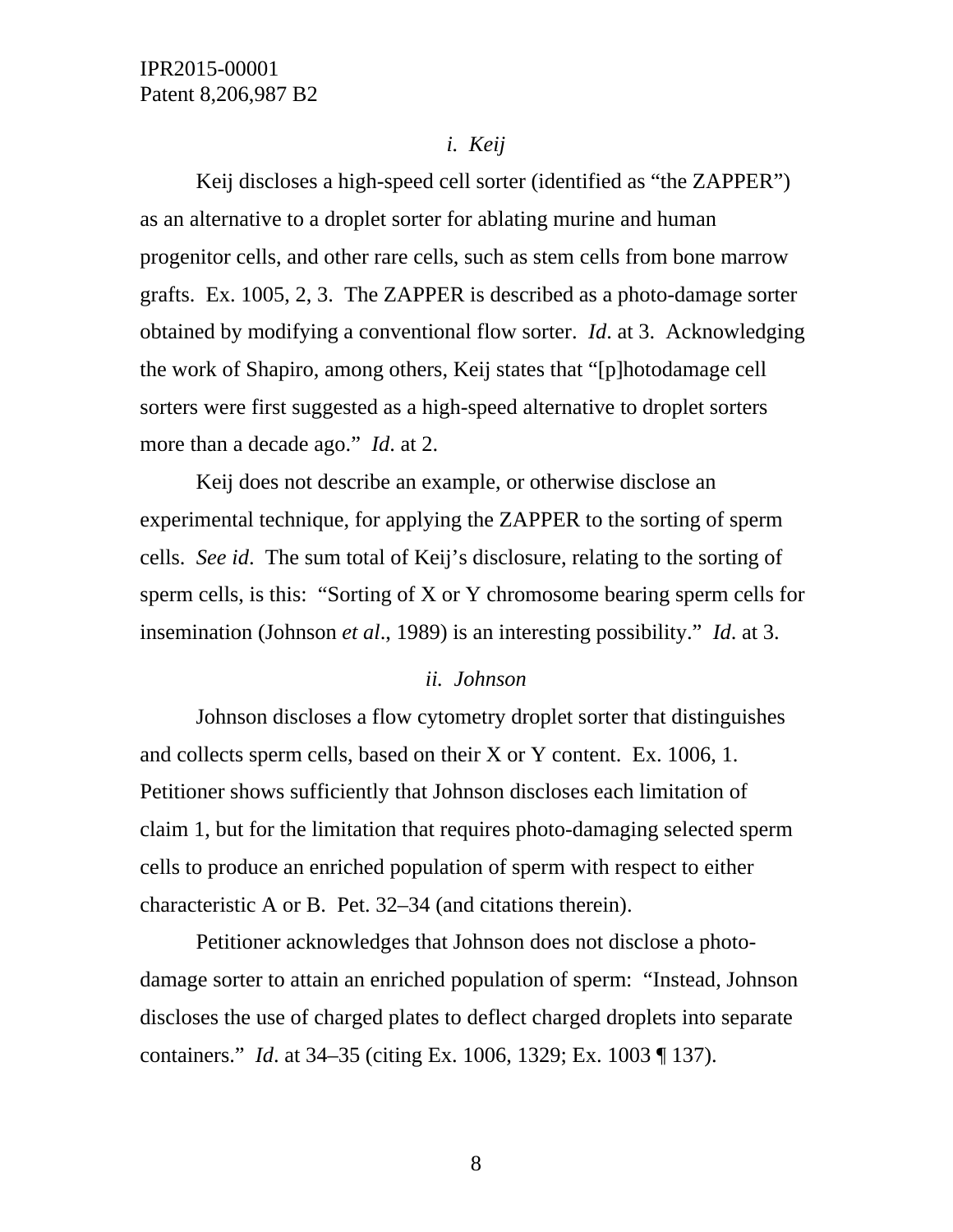### *i. Keij*

Keij discloses a high-speed cell sorter (identified as "the ZAPPER") as an alternative to a droplet sorter for ablating murine and human progenitor cells, and other rare cells, such as stem cells from bone marrow grafts. Ex. 1005, 2, 3. The ZAPPER is described as a photo-damage sorter obtained by modifying a conventional flow sorter. *Id*. at 3. Acknowledging the work of Shapiro, among others, Keij states that "[p]hotodamage cell sorters were first suggested as a high-speed alternative to droplet sorters more than a decade ago." *Id*. at 2.

Keij does not describe an example, or otherwise disclose an experimental technique, for applying the ZAPPER to the sorting of sperm cells. *See id*. The sum total of Keij's disclosure, relating to the sorting of sperm cells, is this: "Sorting of X or Y chromosome bearing sperm cells for insemination (Johnson *et al*., 1989) is an interesting possibility." *Id*. at 3.

### *ii. Johnson*

Johnson discloses a flow cytometry droplet sorter that distinguishes and collects sperm cells, based on their X or Y content. Ex. 1006, 1. Petitioner shows sufficiently that Johnson discloses each limitation of claim 1, but for the limitation that requires photo-damaging selected sperm cells to produce an enriched population of sperm with respect to either characteristic A or B. Pet. 32–34 (and citations therein).

Petitioner acknowledges that Johnson does not disclose a photo-damage sorter to attain an enriched population of sperm: "Instead, Johnson discloses the use of charged plates to deflect charged droplets into separate containers." *Id*. at 34–35 (citing Ex. 1006, 1329; Ex. 1003 ¶ 137).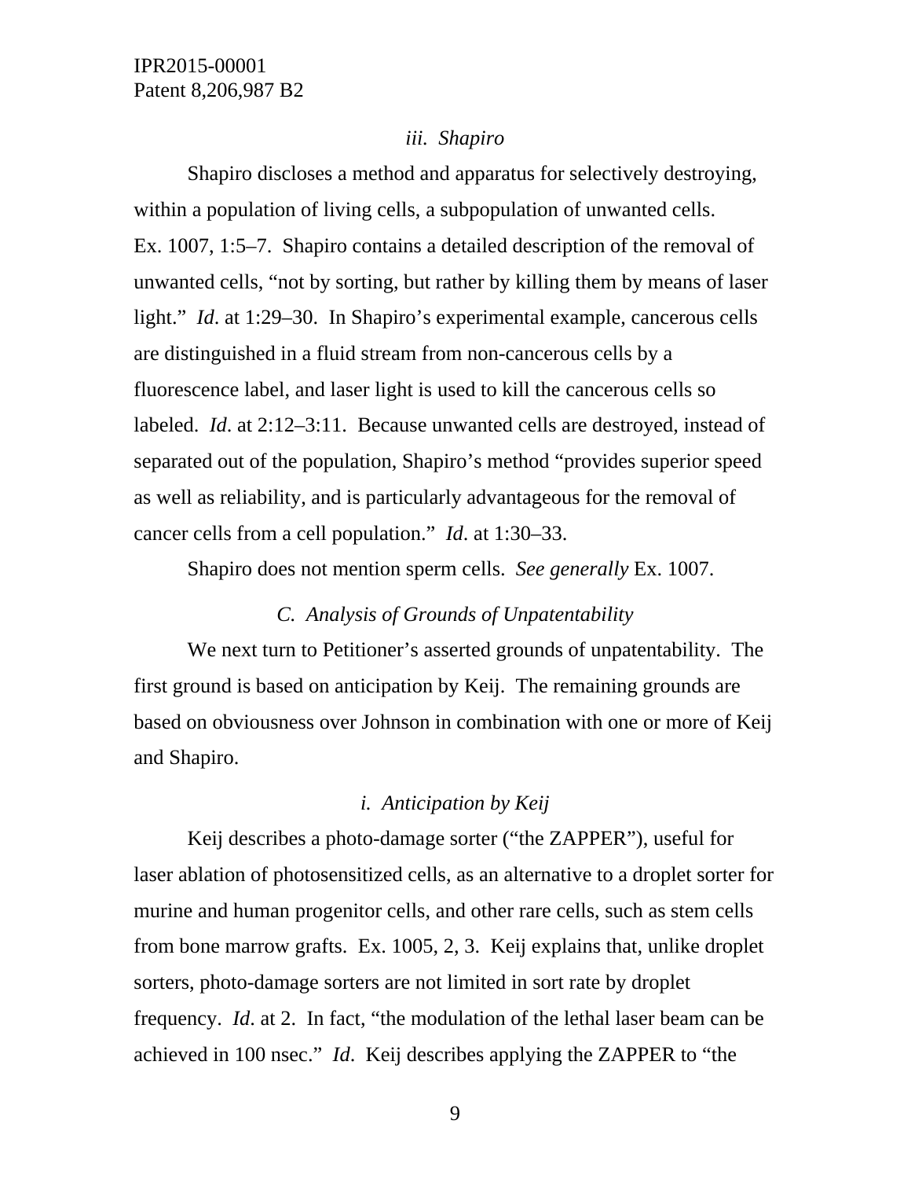### *iii. Shapiro*

Shapiro discloses a method and apparatus for selectively destroying, within a population of living cells, a subpopulation of unwanted cells. Ex. 1007, 1:5–7. Shapiro contains a detailed description of the removal of unwanted cells, "not by sorting, but rather by killing them by means of laser light." *Id*. at 1:29–30. In Shapiro's experimental example, cancerous cells are distinguished in a fluid stream from non-cancerous cells by a fluorescence label, and laser light is used to kill the cancerous cells so labeled. *Id*. at 2:12–3:11. Because unwanted cells are destroyed, instead of separated out of the population, Shapiro's method "provides superior speed as well as reliability, and is particularly advantageous for the removal of cancer cells from a cell population." *Id*. at 1:30–33.

Shapiro does not mention sperm cells. *See generally* Ex. 1007.

## *C. Analysis of Grounds of Unpatentability*

We next turn to Petitioner's asserted grounds of unpatentability. The first ground is based on anticipation by Keij. The remaining grounds are based on obviousness over Johnson in combination with one or more of Keij and Shapiro.

### *i. Anticipation by Keij*

Keij describes a photo-damage sorter ("the ZAPPER"), useful for laser ablation of photosensitized cells, as an alternative to a droplet sorter for murine and human progenitor cells, and other rare cells, such as stem cells from bone marrow grafts. Ex. 1005, 2, 3. Keij explains that, unlike droplet sorters, photo-damage sorters are not limited in sort rate by droplet frequency. *Id*. at 2. In fact, "the modulation of the lethal laser beam can be achieved in 100 nsec." *Id*. Keij describes applying the ZAPPER to "the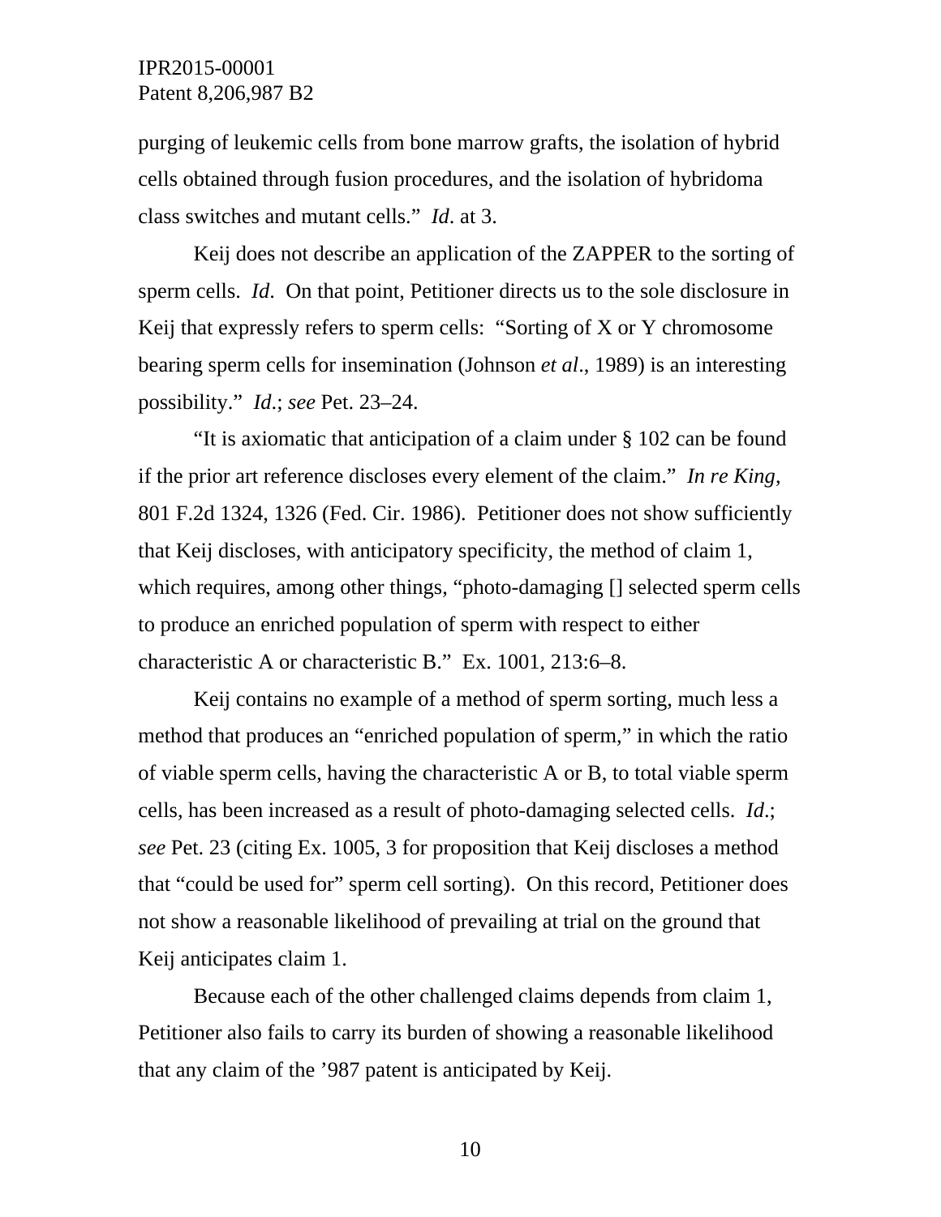purging of leukemic cells from bone marrow grafts, the isolation of hybrid cells obtained through fusion procedures, and the isolation of hybridoma class switches and mutant cells." *Id*. at 3.

Keij does not describe an application of the ZAPPER to the sorting of sperm cells. *Id*. On that point, Petitioner directs us to the sole disclosure in Keij that expressly refers to sperm cells: "Sorting of X or Y chromosome bearing sperm cells for insemination (Johnson *et al*., 1989) is an interesting possibility." *Id*.; *see* Pet. 23–24.

"It is axiomatic that anticipation of a claim under § 102 can be found if the prior art reference discloses every element of the claim." *In re King*, 801 F.2d 1324, 1326 (Fed. Cir. 1986). Petitioner does not show sufficiently that Keij discloses, with anticipatory specificity, the method of claim 1, which requires, among other things, "photo-damaging [] selected sperm cells to produce an enriched population of sperm with respect to either characteristic A or characteristic B." Ex. 1001, 213:6–8.

Keij contains no example of a method of sperm sorting, much less a method that produces an "enriched population of sperm," in which the ratio of viable sperm cells, having the characteristic A or B, to total viable sperm cells, has been increased as a result of photo-damaging selected cells. *Id*.; *see* Pet. 23 (citing Ex. 1005, 3 for proposition that Keij discloses a method that "could be used for" sperm cell sorting). On this record, Petitioner does not show a reasonable likelihood of prevailing at trial on the ground that Keij anticipates claim 1.

Because each of the other challenged claims depends from claim 1, Petitioner also fails to carry its burden of showing a reasonable likelihood that any claim of the '987 patent is anticipated by Keij.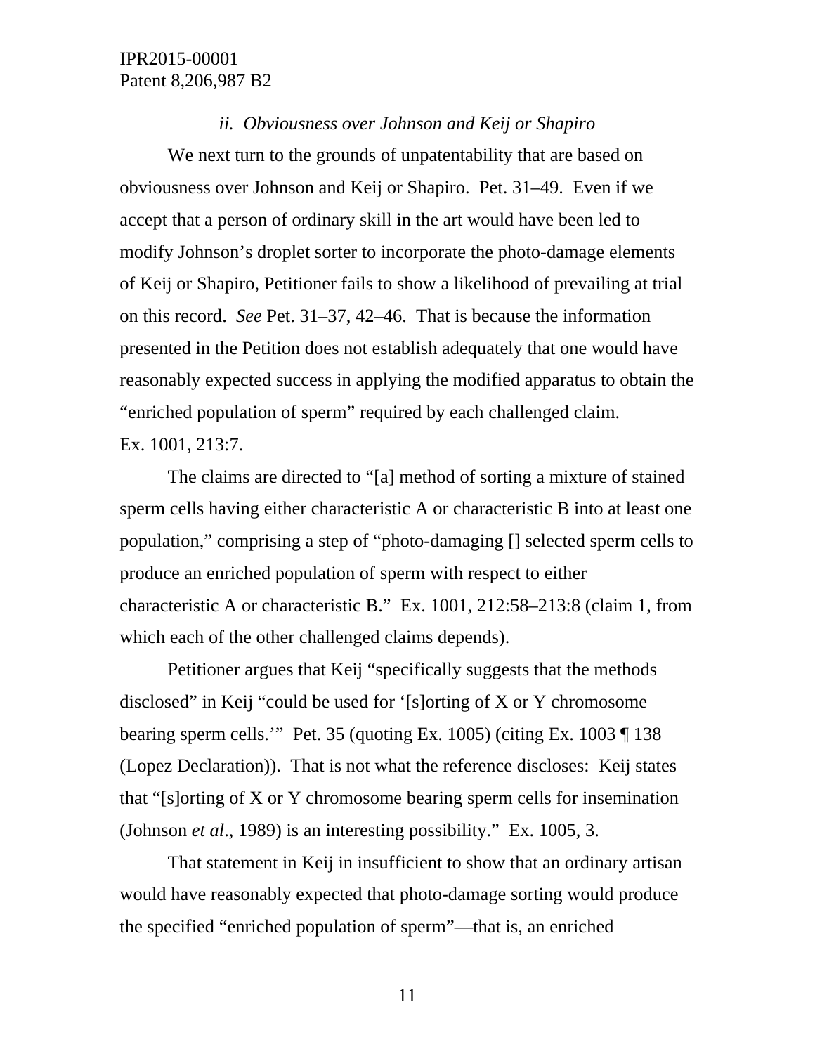*ii. Obviousness over Johnson and Keij or Shapiro*

We next turn to the grounds of unpatentability that are based on obviousness over Johnson and Keij or Shapiro. Pet. 31–49. Even if we accept that a person of ordinary skill in the art would have been led to modify Johnson's droplet sorter to incorporate the photo-damage elements of Keij or Shapiro, Petitioner fails to show a likelihood of prevailing at trial on this record. *See* Pet. 31–37, 42–46. That is because the information presented in the Petition does not establish adequately that one would have reasonably expected success in applying the modified apparatus to obtain the "enriched population of sperm" required by each challenged claim. Ex. 1001, 213:7.

The claims are directed to "[a] method of sorting a mixture of stained sperm cells having either characteristic A or characteristic B into at least one population," comprising a step of "photo-damaging [] selected sperm cells to produce an enriched population of sperm with respect to either characteristic A or characteristic B." Ex. 1001, 212:58–213:8 (claim 1, from which each of the other challenged claims depends).

Petitioner argues that Keij "specifically suggests that the methods disclosed" in Keij "could be used for '[s]orting of X or Y chromosome bearing sperm cells.'" Pet. 35 (quoting Ex. 1005) (citing Ex. 1003 ¶ 138 (Lopez Declaration)). That is not what the reference discloses: Keij states that "[s]orting of X or Y chromosome bearing sperm cells for insemination (Johnson *et al*., 1989) is an interesting possibility." Ex. 1005, 3.

That statement in Keij in insufficient to show that an ordinary artisan would have reasonably expected that photo-damage sorting would produce the specified "enriched population of sperm"—that is, an enriched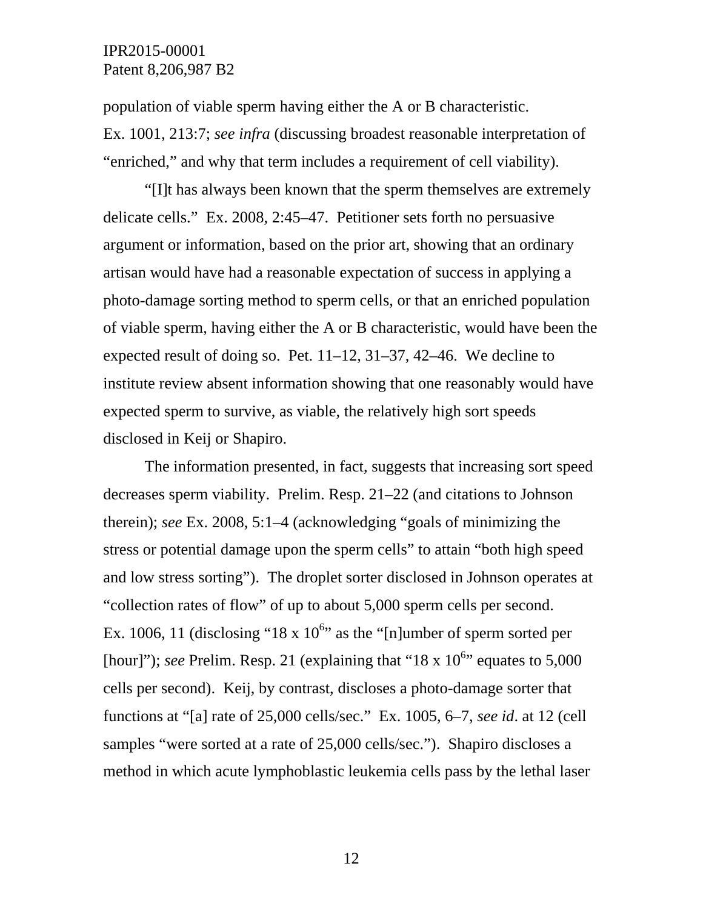population of viable sperm having either the A or B characteristic. Ex. 1001, 213:7; *see infra* (discussing broadest reasonable interpretation of "enriched," and why that term includes a requirement of cell viability).

"[I]t has always been known that the sperm themselves are extremely delicate cells." Ex. 2008, 2:45–47. Petitioner sets forth no persuasive argument or information, based on the prior art, showing that an ordinary artisan would have had a reasonable expectation of success in applying a photo-damage sorting method to sperm cells, or that an enriched population of viable sperm, having either the A or B characteristic, would have been the expected result of doing so. Pet. 11–12, 31–37, 42–46. We decline to institute review absent information showing that one reasonably would have expected sperm to survive, as viable, the relatively high sort speeds disclosed in Keij or Shapiro.

The information presented, in fact, suggests that increasing sort speed decreases sperm viability. Prelim. Resp. 21–22 (and citations to Johnson therein); *see* Ex. 2008, 5:1–4 (acknowledging "goals of minimizing the stress or potential damage upon the sperm cells" to attain "both high speed and low stress sorting"). The droplet sorter disclosed in Johnson operates at "collection rates of flow" of up to about 5,000 sperm cells per second. Ex. 1006, 11 (disclosing "18 x $10^6$" as the "[n]umber of sperm sorted per [hour]"); *see* Prelim. Resp. 21 (explaining that "18 x $10^6$" equates to 5,000 cells per second). Keij, by contrast, discloses a photo-damage sorter that functions at "[a] rate of 25,000 cells/sec." Ex. 1005, 6–7, *see id*. at 12 (cell samples "were sorted at a rate of 25,000 cells/sec."). Shapiro discloses a method in which acute lymphoblastic leukemia cells pass by the lethal laser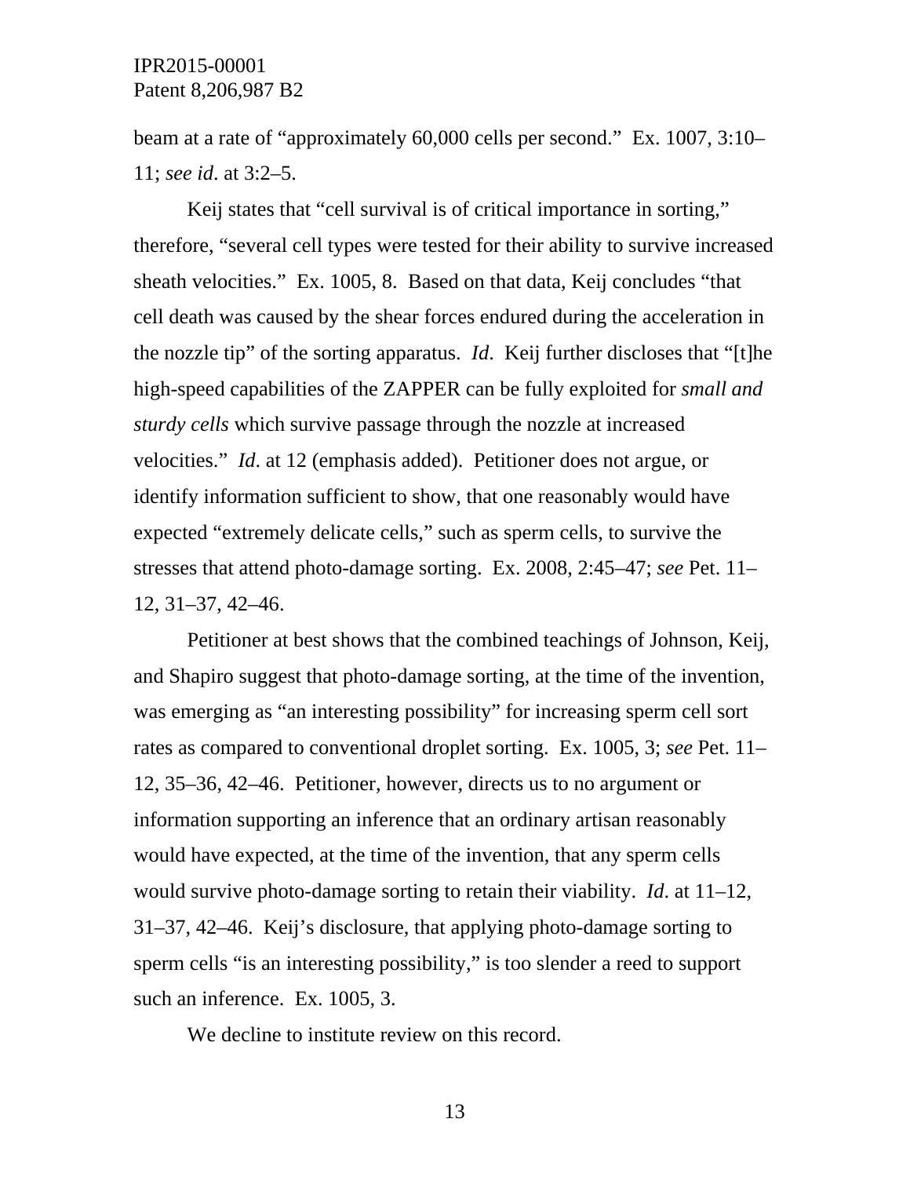beam at a rate of "approximately 60,000 cells per second." Ex. 1007, 3:10–11; *see id*. at 3:2–5.

Keij states that "cell survival is of critical importance in sorting," therefore, "several cell types were tested for their ability to survive increased sheath velocities." Ex. 1005, 8. Based on that data, Keij concludes "that cell death was caused by the shear forces endured during the acceleration in the nozzle tip" of the sorting apparatus. *Id*. Keij further discloses that "[t]he high-speed capabilities of the ZAPPER can be fully exploited for *small and sturdy cells* which survive passage through the nozzle at increased velocities." *Id*. at 12 (emphasis added). Petitioner does not argue, or identify information sufficient to show, that one reasonably would have expected "extremely delicate cells," such as sperm cells, to survive the stresses that attend photo-damage sorting. Ex. 2008, 2:45–47; *see* Pet. 11–12, 31–37, 42–46.

Petitioner at best shows that the combined teachings of Johnson, Keij, and Shapiro suggest that photo-damage sorting, at the time of the invention, was emerging as "an interesting possibility" for increasing sperm cell sort rates as compared to conventional droplet sorting. Ex. 1005, 3; *see* Pet. 11–12, 35–36, 42–46. Petitioner, however, directs us to no argument or information supporting an inference that an ordinary artisan reasonably would have expected, at the time of the invention, that any sperm cells would survive photo-damage sorting to retain their viability. *Id*. at 11–12, 31–37, 42–46. Keij's disclosure, that applying photo-damage sorting to sperm cells "is an interesting possibility," is too slender a reed to support such an inference. Ex. 1005, 3.

We decline to institute review on this record.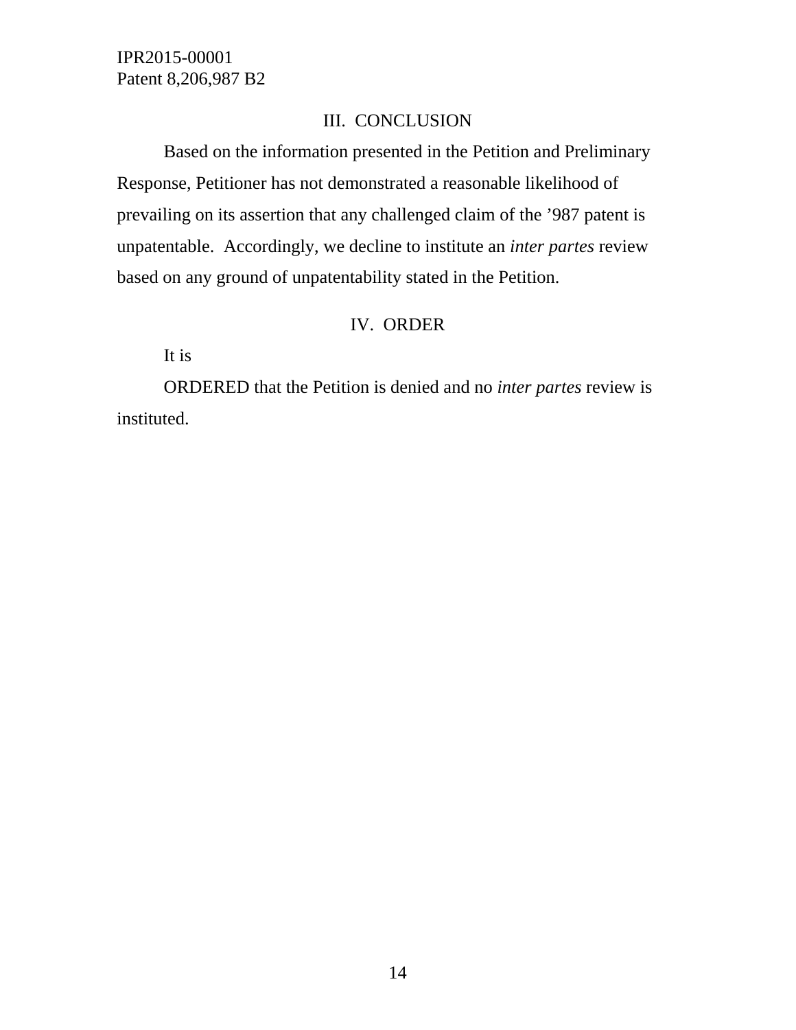## III. CONCLUSION

Based on the information presented in the Petition and Preliminary Response, Petitioner has not demonstrated a reasonable likelihood of prevailing on its assertion that any challenged claim of the ’987 patent is unpatentable. Accordingly, we decline to institute an *inter partes* review based on any ground of unpatentability stated in the Petition.

## IV. ORDER

It is

ORDERED that the Petition is denied and no *inter partes* review is instituted.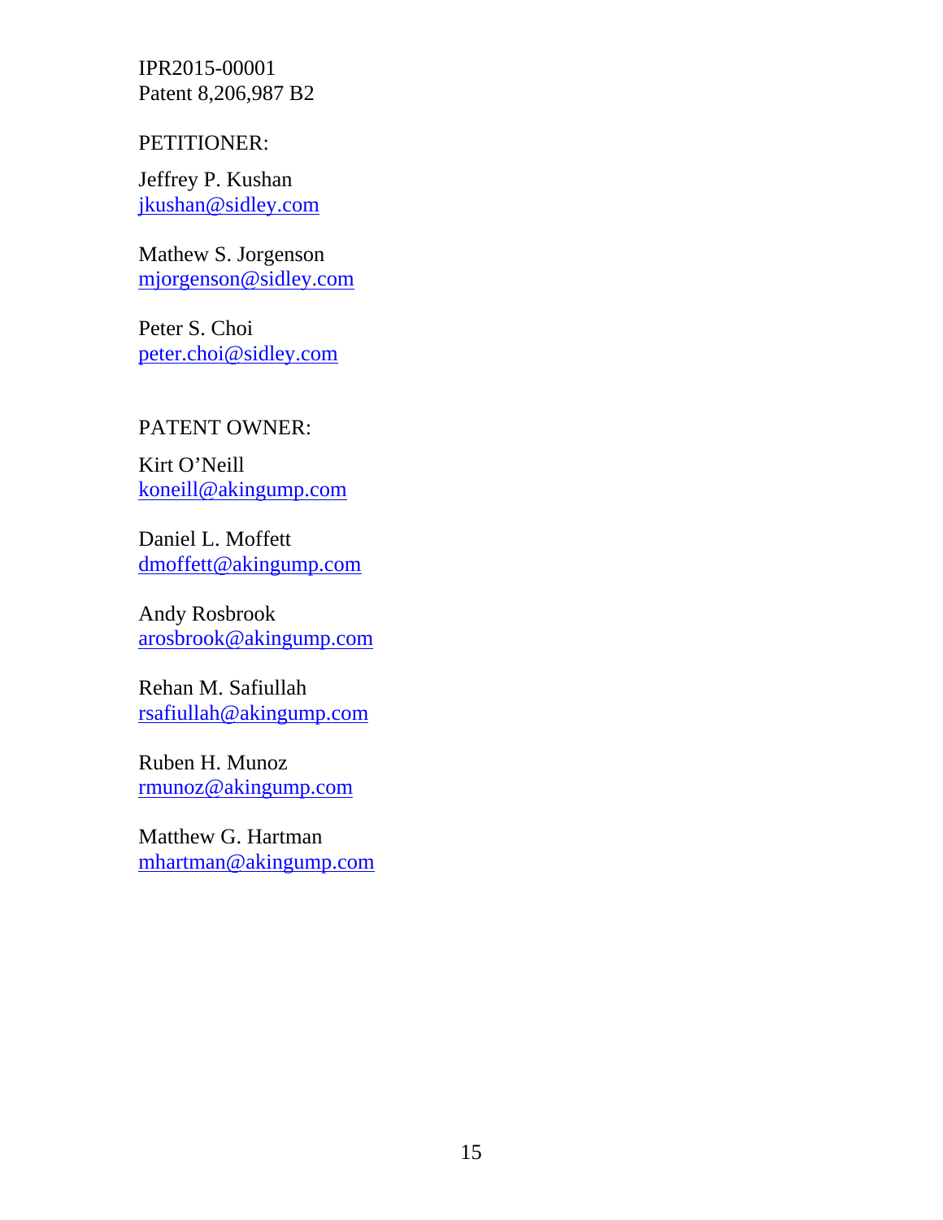IPR2015-00001
Patent 8,206,987 B2

PETITIONER:

Jeffrey P. Kushan
jkushan@sidley.com

Mathew S. Jorgenson
mjorgenson@sidley.com

Peter S. Choi
peter.choi@sidley.com

PATENT OWNER:

Kirt O'Neill
koneill@akingump.com

Daniel L. Moffett
dmoffett@akingump.com

Andy Rosbrook
arosbrook@akingump.com

Rehan M. Safiullah
rsafiullah@akingump.com

Ruben H. Munoz
rmunoz@akingump.com

Matthew G. Hartman
mhartman@akingump.com